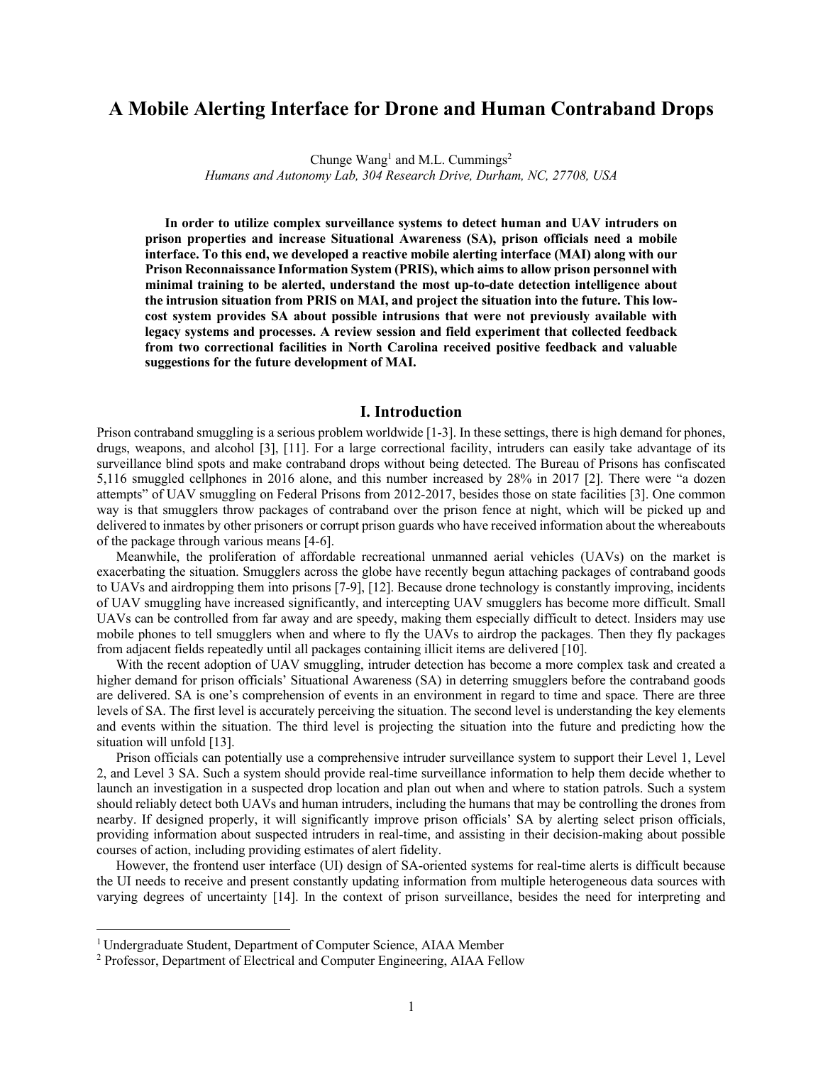# A Mobile Alerting Interface for Drone and Human Contraband Drops

Chunge Wang[1] and M.L. Cummings[2]

*Humans and Autonomy Lab, 304 Research Drive, Durham, NC, 27708, USA*

**In order to utilize complex surveillance systems to detect human and UAV intruders on prison properties and increase Situational Awareness (SA), prison officials need a mobile interface. To this end, we developed a reactive mobile alerting interface (MAI) along with our Prison Reconnaissance Information System (PRIS), which aims to allow prison personnel with minimal training to be alerted, understand the most up-to-date detection intelligence about the intrusion situation from PRIS on MAI, and project the situation into the future. This low-cost system provides SA about possible intrusions that were not previously available with legacy systems and processes. A review session and field experiment that collected feedback from two correctional facilities in North Carolina received positive feedback and valuable suggestions for the future development of MAI.**

## I. Introduction

Prison contraband smuggling is a serious problem worldwide [1-3]. In these settings, there is high demand for phones, drugs, weapons, and alcohol [3], [11]. For a large correctional facility, intruders can easily take advantage of its surveillance blind spots and make contraband drops without being detected. The Bureau of Prisons has confiscated 5,116 smuggled cellphones in 2016 alone, and this number increased by 28% in 2017 [2]. There were "a dozen attempts" of UAV smuggling on Federal Prisons from 2012-2017, besides those on state facilities [3]. One common way is that smugglers throw packages of contraband over the prison fence at night, which will be picked up and delivered to inmates by other prisoners or corrupt prison guards who have received information about the whereabouts of the package through various means [4-6].

Meanwhile, the proliferation of affordable recreational unmanned aerial vehicles (UAVs) on the market is exacerbating the situation. Smugglers across the globe have recently begun attaching packages of contraband goods to UAVs and airdropping them into prisons [7-9], [12]. Because drone technology is constantly improving, incidents of UAV smuggling have increased significantly, and intercepting UAV smugglers has become more difficult. Small UAVs can be controlled from far away and are speedy, making them especially difficult to detect. Insiders may use mobile phones to tell smugglers when and where to fly the UAVs to airdrop the packages. Then they fly packages from adjacent fields repeatedly until all packages containing illicit items are delivered [10].

With the recent adoption of UAV smuggling, intruder detection has become a more complex task and created a higher demand for prison officials' Situational Awareness (SA) in deterring smugglers before the contraband goods are delivered. SA is one's comprehension of events in an environment in regard to time and space. There are three levels of SA. The first level is accurately perceiving the situation. The second level is understanding the key elements and events within the situation. The third level is projecting the situation into the future and predicting how the situation will unfold [13].

Prison officials can potentially use a comprehensive intruder surveillance system to support their Level 1, Level 2, and Level 3 SA. Such a system should provide real-time surveillance information to help them decide whether to launch an investigation in a suspected drop location and plan out when and where to station patrols. Such a system should reliably detect both UAVs and human intruders, including the humans that may be controlling the drones from nearby. If designed properly, it will significantly improve prison officials' SA by alerting select prison officials, providing information about suspected intruders in real-time, and assisting in their decision-making about possible courses of action, including providing estimates of alert fidelity.

However, the frontend user interface (UI) design of SA-oriented systems for real-time alerts is difficult because the UI needs to receive and present constantly updating information from multiple heterogeneous data sources with varying degrees of uncertainty [14]. In the context of prison surveillance, besides the need for interpreting and

[1] Undergraduate Student, Department of Computer Science, AIAA Member

[2] Professor, Department of Electrical and Computer Engineering, AIAA Fellow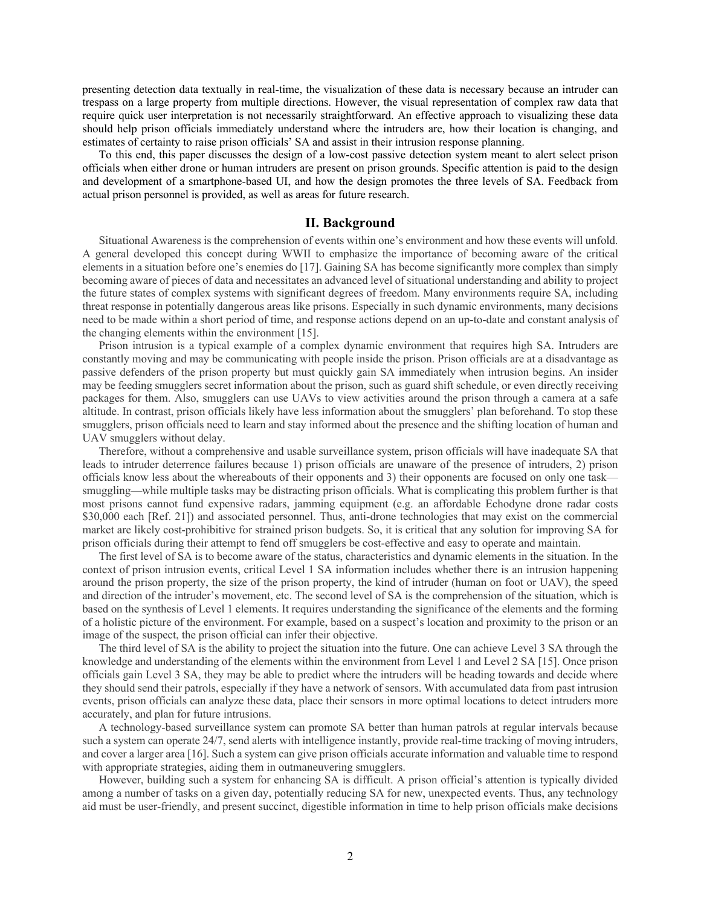presenting detection data textually in real-time, the visualization of these data is necessary because an intruder can trespass on a large property from multiple directions. However, the visual representation of complex raw data that require quick user interpretation is not necessarily straightforward. An effective approach to visualizing these data should help prison officials immediately understand where the intruders are, how their location is changing, and estimates of certainty to raise prison officials' SA and assist in their intrusion response planning.

To this end, this paper discusses the design of a low-cost passive detection system meant to alert select prison officials when either drone or human intruders are present on prison grounds. Specific attention is paid to the design and development of a smartphone-based UI, and how the design promotes the three levels of SA. Feedback from actual prison personnel is provided, as well as areas for future research.

## II. Background

Situational Awareness is the comprehension of events within one's environment and how these events will unfold. A general developed this concept during WWII to emphasize the importance of becoming aware of the critical elements in a situation before one's enemies do [17]. Gaining SA has become significantly more complex than simply becoming aware of pieces of data and necessitates an advanced level of situational understanding and ability to project the future states of complex systems with significant degrees of freedom. Many environments require SA, including threat response in potentially dangerous areas like prisons. Especially in such dynamic environments, many decisions need to be made within a short period of time, and response actions depend on an up-to-date and constant analysis of the changing elements within the environment [15].

Prison intrusion is a typical example of a complex dynamic environment that requires high SA. Intruders are constantly moving and may be communicating with people inside the prison. Prison officials are at a disadvantage as passive defenders of the prison property but must quickly gain SA immediately when intrusion begins. An insider may be feeding smugglers secret information about the prison, such as guard shift schedule, or even directly receiving packages for them. Also, smugglers can use UAVs to view activities around the prison through a camera at a safe altitude. In contrast, prison officials likely have less information about the smugglers' plan beforehand. To stop these smugglers, prison officials need to learn and stay informed about the presence and the shifting location of human and UAV smugglers without delay.

Therefore, without a comprehensive and usable surveillance system, prison officials will have inadequate SA that leads to intruder deterrence failures because 1) prison officials are unaware of the presence of intruders, 2) prison officials know less about the whereabouts of their opponents and 3) their opponents are focused on only one task—smuggling—while multiple tasks may be distracting prison officials. What is complicating this problem further is that most prisons cannot fund expensive radars, jamming equipment (e.g. an affordable Echodyne drone radar costs $30,000 each [Ref. 21]) and associated personnel. Thus, anti-drone technologies that may exist on the commercial market are likely cost-prohibitive for strained prison budgets. So, it is critical that any solution for improving SA for prison officials during their attempt to fend off smugglers be cost-effective and easy to operate and maintain.

The first level of SA is to become aware of the status, characteristics and dynamic elements in the situation. In the context of prison intrusion events, critical Level 1 SA information includes whether there is an intrusion happening around the prison property, the size of the prison property, the kind of intruder (human on foot or UAV), the speed and direction of the intruder's movement, etc. The second level of SA is the comprehension of the situation, which is based on the synthesis of Level 1 elements. It requires understanding the significance of the elements and the forming of a holistic picture of the environment. For example, based on a suspect's location and proximity to the prison or an image of the suspect, the prison official can infer their objective.

The third level of SA is the ability to project the situation into the future. One can achieve Level 3 SA through the knowledge and understanding of the elements within the environment from Level 1 and Level 2 SA [15]. Once prison officials gain Level 3 SA, they may be able to predict where the intruders will be heading towards and decide where they should send their patrols, especially if they have a network of sensors. With accumulated data from past intrusion events, prison officials can analyze these data, place their sensors in more optimal locations to detect intruders more accurately, and plan for future intrusions.

A technology-based surveillance system can promote SA better than human patrols at regular intervals because such a system can operate 24/7, send alerts with intelligence instantly, provide real-time tracking of moving intruders, and cover a larger area [16]. Such a system can give prison officials accurate information and valuable time to respond with appropriate strategies, aiding them in outmaneuvering smugglers.

However, building such a system for enhancing SA is difficult. A prison official's attention is typically divided among a number of tasks on a given day, potentially reducing SA for new, unexpected events. Thus, any technology aid must be user-friendly, and present succinct, digestible information in time to help prison officials make decisions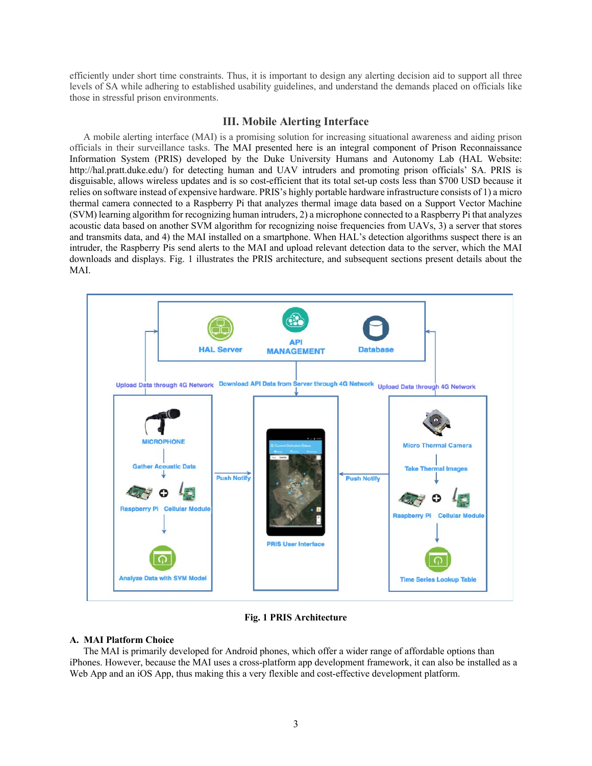efficiently under short time constraints. Thus, it is important to design any alerting decision aid to support all three levels of SA while adhering to established usability guidelines, and understand the demands placed on officials like those in stressful prison environments.

## III. Mobile Alerting Interface

A mobile alerting interface (MAI) is a promising solution for increasing situational awareness and aiding prison officials in their surveillance tasks. The MAI presented here is an integral component of Prison Reconnaissance Information System (PRIS) developed by the Duke University Humans and Autonomy Lab (HAL Website: http://hal.pratt.duke.edu/) for detecting human and UAV intruders and promoting prison officials' SA. PRIS is disguisable, allows wireless updates and is so cost-efficient that its total set-up costs less than $700 USD because it relies on software instead of expensive hardware. PRIS's highly portable hardware infrastructure consists of 1) a micro thermal camera connected to a Raspberry Pi that analyzes thermal image data based on a Support Vector Machine (SVM) learning algorithm for recognizing human intruders, 2) a microphone connected to a Raspberry Pi that analyzes acoustic data based on another SVM algorithm for recognizing noise frequencies from UAVs, 3) a server that stores and transmits data, and 4) the MAI installed on a smartphone. When HAL's detection algorithms suspect there is an intruder, the Raspberry Pis send alerts to the MAI and upload relevant detection data to the server, which the MAI downloads and displays. Fig. 1 illustrates the PRIS architecture, and subsequent sections present details about the MAI.

**Fig. 1 PRIS Architecture**

### A. MAI Platform Choice

The MAI is primarily developed for Android phones, which offer a wider range of affordable options than iPhones. However, because the MAI uses a cross-platform app development framework, it can also be installed as a Web App and an iOS App, thus making this a very flexible and cost-effective development platform.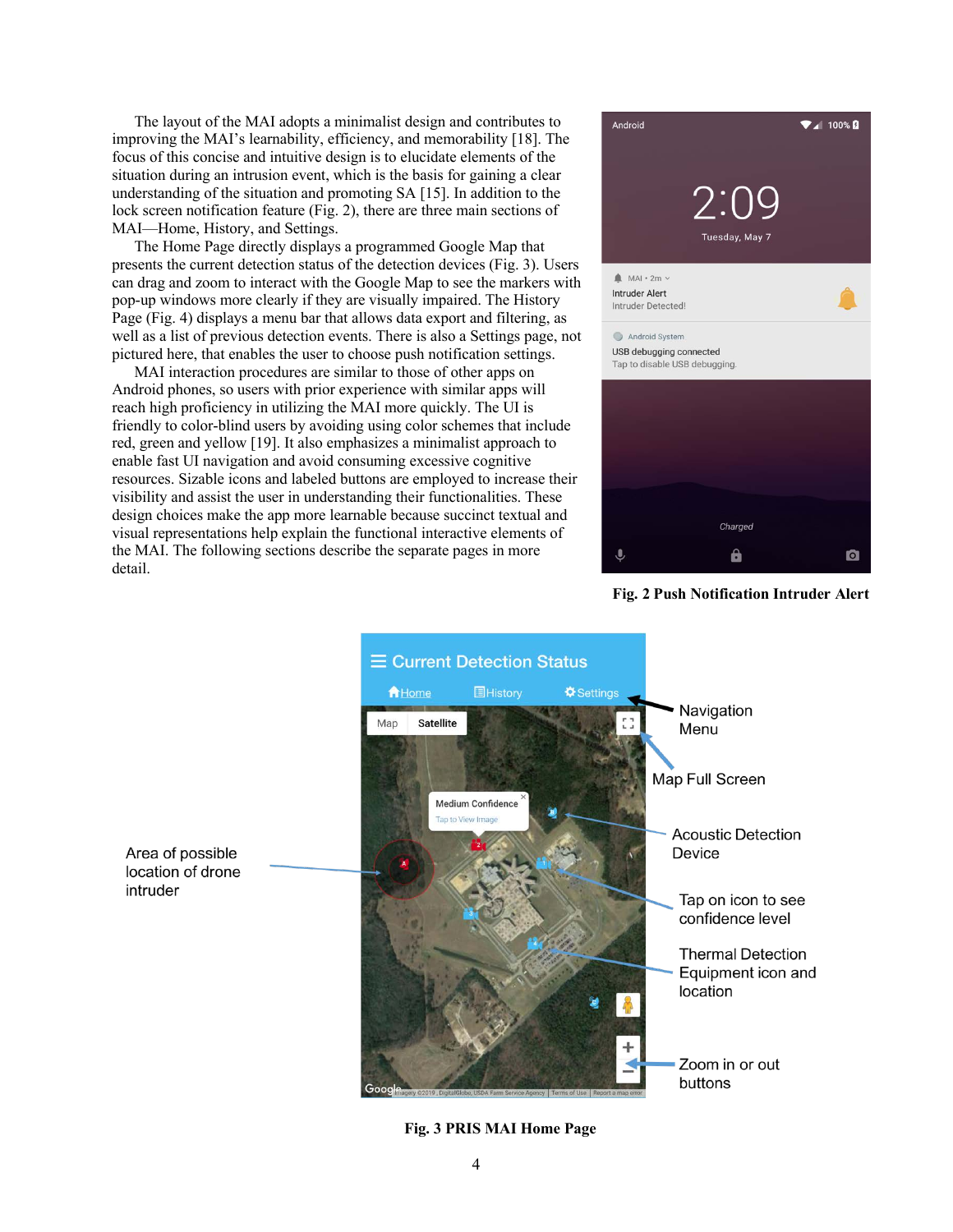The layout of the MAI adopts a minimalist design and contributes to improving the MAI's learnability, efficiency, and memorability [18]. The focus of this concise and intuitive design is to elucidate elements of the situation during an intrusion event, which is the basis for gaining a clear understanding of the situation and promoting SA [15]. In addition to the lock screen notification feature (Fig. 2), there are three main sections of MAI—Home, History, and Settings.

The Home Page directly displays a programmed Google Map that presents the current detection status of the detection devices (Fig. 3). Users can drag and zoom to interact with the Google Map to see the markers with pop-up windows more clearly if they are visually impaired. The History Page (Fig. 4) displays a menu bar that allows data export and filtering, as well as a list of previous detection events. There is also a Settings page, not pictured here, that enables the user to choose push notification settings.

MAI interaction procedures are similar to those of other apps on Android phones, so users with prior experience with similar apps will reach high proficiency in utilizing the MAI more quickly. The UI is friendly to color-blind users by avoiding using color schemes that include red, green and yellow [19]. It also emphasizes a minimalist approach to enable fast UI navigation and avoid consuming excessive cognitive resources. Sizable icons and labeled buttons are employed to increase their visibility and assist the user in understanding their functionalities. These design choices make the app more learnable because succinct textual and visual representations help explain the functional interactive elements of the MAI. The following sections describe the separate pages in more detail.

**Fig. 2 Push Notification Intruder Alert**

**Fig. 3 PRIS MAI Home Page**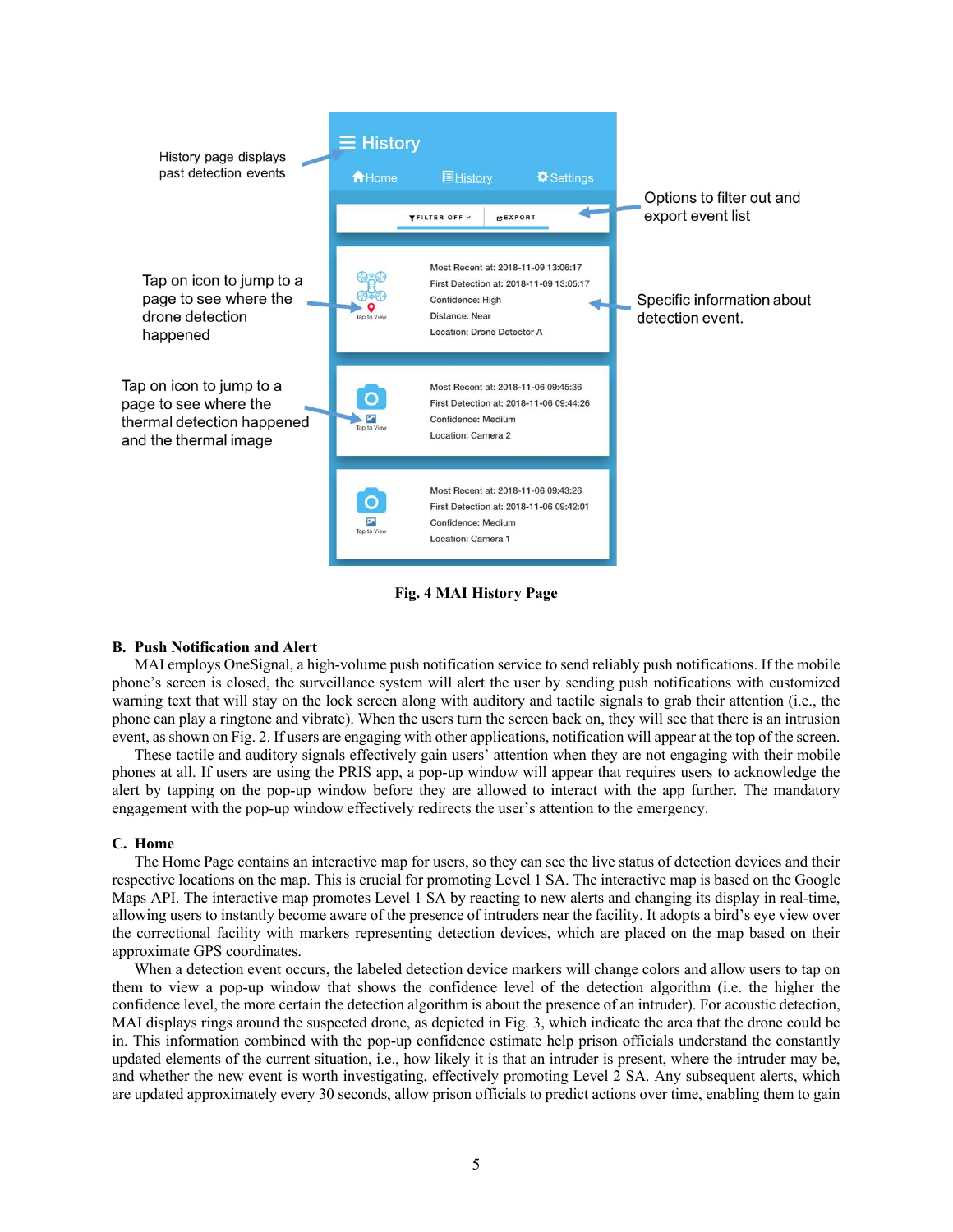Fig. 4 MAI History Page

## B. Push Notification and Alert

MAI employs OneSignal, a high-volume push notification service to send reliably push notifications. If the mobile phone's screen is closed, the surveillance system will alert the user by sending push notifications with customized warning text that will stay on the lock screen along with auditory and tactile signals to grab their attention (i.e., the phone can play a ringtone and vibrate). When the users turn the screen back on, they will see that there is an intrusion event, as shown on Fig. 2. If users are engaging with other applications, notification will appear at the top of the screen.

These tactile and auditory signals effectively gain users' attention when they are not engaging with their mobile phones at all. If users are using the PRIS app, a pop-up window will appear that requires users to acknowledge the alert by tapping on the pop-up window before they are allowed to interact with the app further. The mandatory engagement with the pop-up window effectively redirects the user's attention to the emergency.

## C. Home

The Home Page contains an interactive map for users, so they can see the live status of detection devices and their respective locations on the map. This is crucial for promoting Level 1 SA. The interactive map is based on the Google Maps API. The interactive map promotes Level 1 SA by reacting to new alerts and changing its display in real-time, allowing users to instantly become aware of the presence of intruders near the facility. It adopts a bird's eye view over the correctional facility with markers representing detection devices, which are placed on the map based on their approximate GPS coordinates.

When a detection event occurs, the labeled detection device markers will change colors and allow users to tap on them to view a pop-up window that shows the confidence level of the detection algorithm (i.e. the higher the confidence level, the more certain the detection algorithm is about the presence of an intruder). For acoustic detection, MAI displays rings around the suspected drone, as depicted in Fig. 3, which indicate the area that the drone could be in. This information combined with the pop-up confidence estimate help prison officials understand the constantly updated elements of the current situation, i.e., how likely it is that an intruder is present, where the intruder may be, and whether the new event is worth investigating, effectively promoting Level 2 SA. Any subsequent alerts, which are updated approximately every 30 seconds, allow prison officials to predict actions over time, enabling them to gain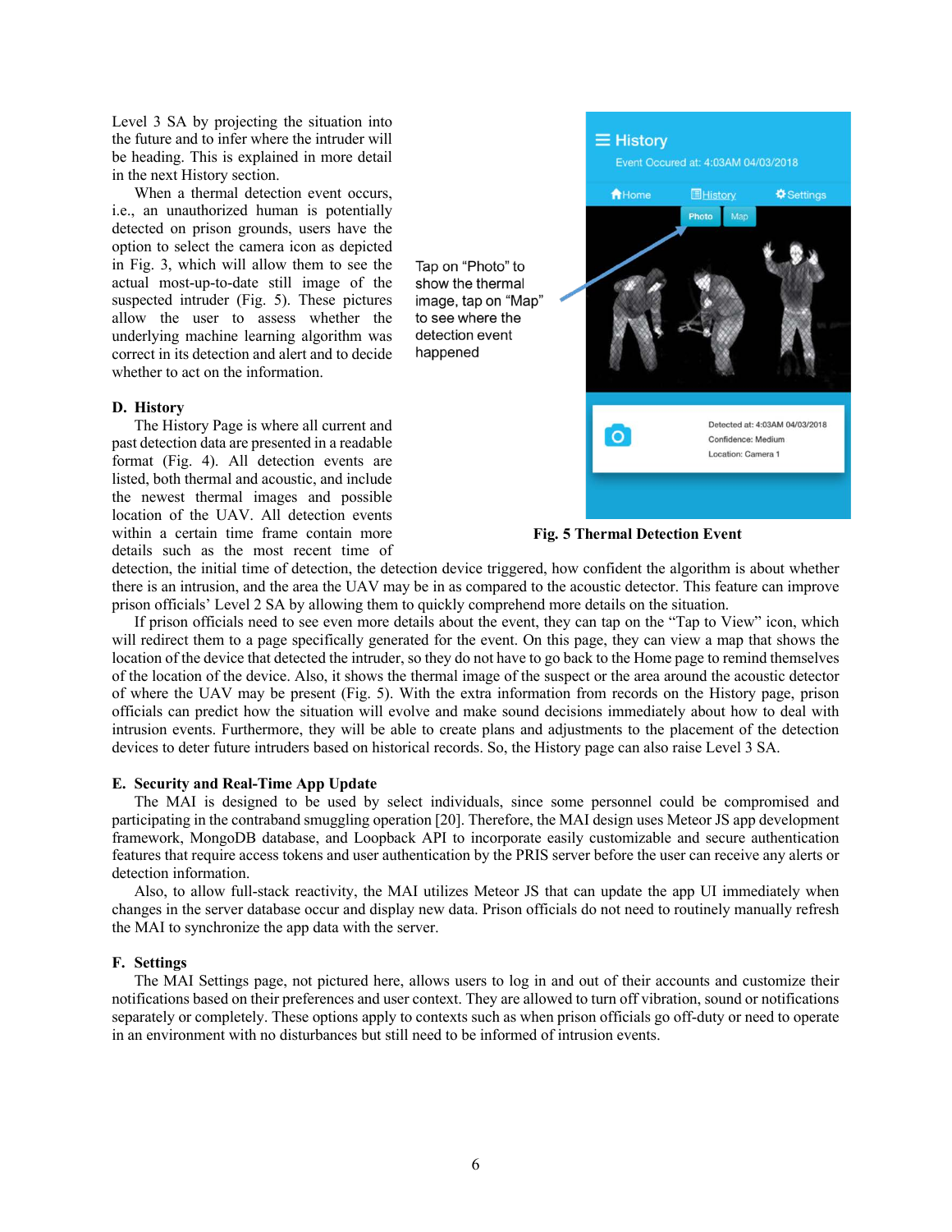Level 3 SA by projecting the situation into the future and to infer where the intruder will be heading. This is explained in more detail in the next History section.

When a thermal detection event occurs, i.e., an unauthorized human is potentially detected on prison grounds, users have the option to select the camera icon as depicted in Fig. 3, which will allow them to see the actual most-up-to-date still image of the suspected intruder (Fig. 5). These pictures allow the user to assess whether the underlying machine learning algorithm was correct in its detection and alert and to decide whether to act on the information.

Tap on "Photo" to show the thermal image, tap on "Map" to see where the detection event happened

Fig. 5 Thermal Detection Event

### D. History

The History Page is where all current and past detection data are presented in a readable format (Fig. 4). All detection events are listed, both thermal and acoustic, and include the newest thermal images and possible location of the UAV. All detection events within a certain time frame contain more details such as the most recent time of detection, the initial time of detection, the detection device triggered, how confident the algorithm is about whether there is an intrusion, and the area the UAV may be in as compared to the acoustic detector. This feature can improve prison officials' Level 2 SA by allowing them to quickly comprehend more details on the situation.

If prison officials need to see even more details about the event, they can tap on the "Tap to View" icon, which will redirect them to a page specifically generated for the event. On this page, they can view a map that shows the location of the device that detected the intruder, so they do not have to go back to the Home page to remind themselves of the location of the device. Also, it shows the thermal image of the suspect or the area around the acoustic detector of where the UAV may be present (Fig. 5). With the extra information from records on the History page, prison officials can predict how the situation will evolve and make sound decisions immediately about how to deal with intrusion events. Furthermore, they will be able to create plans and adjustments to the placement of the detection devices to deter future intruders based on historical records. So, the History page can also raise Level 3 SA.

### E. Security and Real-Time App Update

The MAI is designed to be used by select individuals, since some personnel could be compromised and participating in the contraband smuggling operation [20]. Therefore, the MAI design uses Meteor JS app development framework, MongoDB database, and Loopback API to incorporate easily customizable and secure authentication features that require access tokens and user authentication by the PRIS server before the user can receive any alerts or detection information.

Also, to allow full-stack reactivity, the MAI utilizes Meteor JS that can update the app UI immediately when changes in the server database occur and display new data. Prison officials do not need to routinely manually refresh the MAI to synchronize the app data with the server.

### F. Settings

The MAI Settings page, not pictured here, allows users to log in and out of their accounts and customize their notifications based on their preferences and user context. They are allowed to turn off vibration, sound or notifications separately or completely. These options apply to contexts such as when prison officials go off-duty or need to operate in an environment with no disturbances but still need to be informed of intrusion events.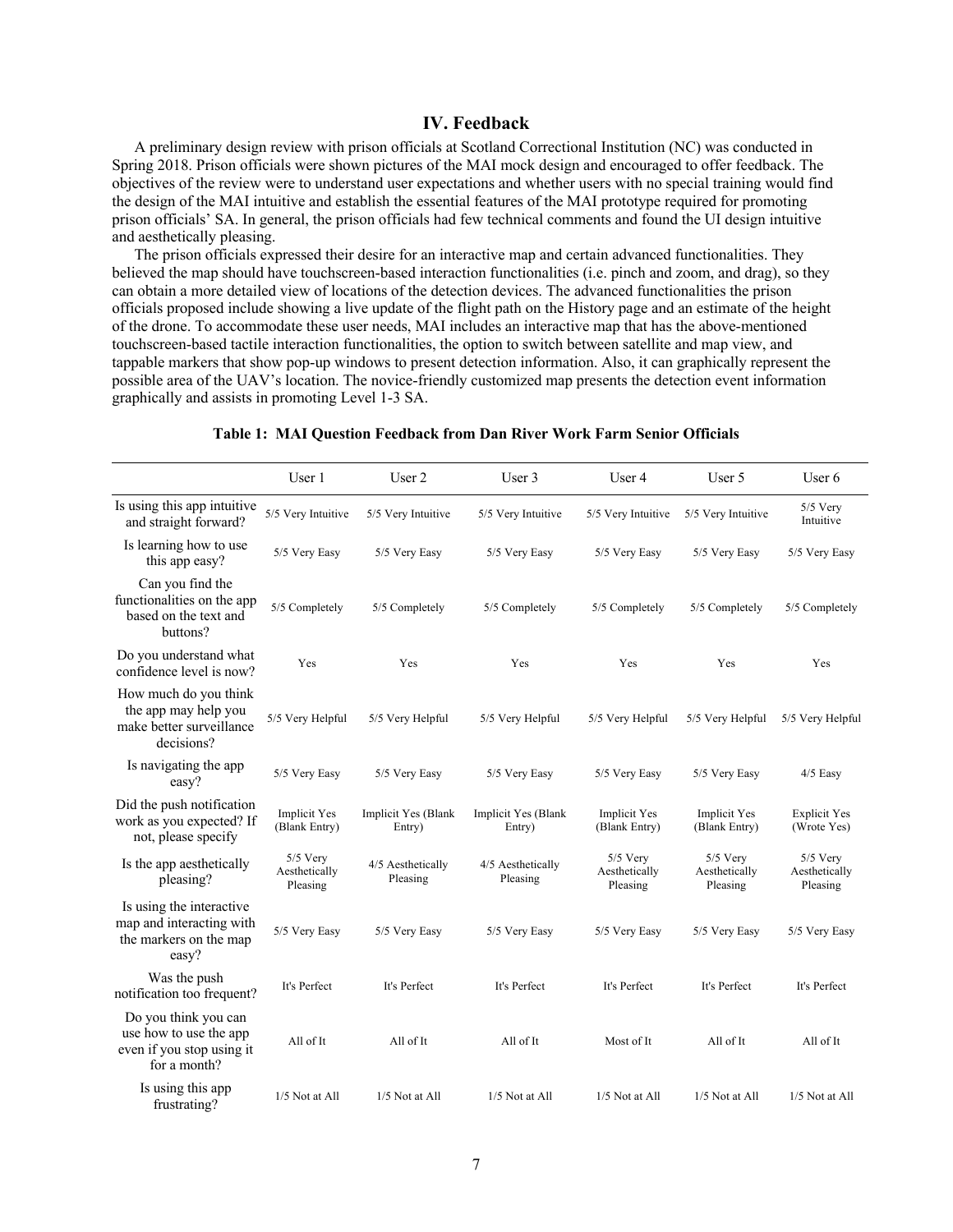## IV. Feedback

A preliminary design review with prison officials at Scotland Correctional Institution (NC) was conducted in Spring 2018. Prison officials were shown pictures of the MAI mock design and encouraged to offer feedback. The objectives of the review were to understand user expectations and whether users with no special training would find the design of the MAI intuitive and establish the essential features of the MAI prototype required for promoting prison officials' SA. In general, the prison officials had few technical comments and found the UI design intuitive and aesthetically pleasing.

The prison officials expressed their desire for an interactive map and certain advanced functionalities. They believed the map should have touchscreen-based interaction functionalities (i.e. pinch and zoom, and drag), so they can obtain a more detailed view of locations of the detection devices. The advanced functionalities the prison officials proposed include showing a live update of the flight path on the History page and an estimate of the height of the drone. To accommodate these user needs, MAI includes an interactive map that has the above-mentioned touchscreen-based tactile interaction functionalities, the option to switch between satellite and map view, and tappable markers that show pop-up windows to present detection information. Also, it can graphically represent the possible area of the UAV's location. The novice-friendly customized map presents the detection event information graphically and assists in promoting Level 1-3 SA.

**Table 1: MAI Question Feedback from Dan River Work Farm Senior Officials**

| | User 1 | User 2 | User 3 | User 4 | User 5 | User 6 |
|---|---|---|---|---|---|---|
| Is using this app intuitive and straight forward? | 5/5 Very Intuitive | 5/5 Very Intuitive | 5/5 Very Intuitive | 5/5 Very Intuitive | 5/5 Very Intuitive | 5/5 Very Intuitive |
| Is learning how to use this app easy? | 5/5 Very Easy | 5/5 Very Easy | 5/5 Very Easy | 5/5 Very Easy | 5/5 Very Easy | 5/5 Very Easy |
| Can you find the functionalities on the app based on the text and buttons? | 5/5 Completely | 5/5 Completely | 5/5 Completely | 5/5 Completely | 5/5 Completely | 5/5 Completely |
| Do you understand what confidence level is now? | Yes | Yes | Yes | Yes | Yes | Yes |
| How much do you think the app may help you make better surveillance decisions? | 5/5 Very Helpful | 5/5 Very Helpful | 5/5 Very Helpful | 5/5 Very Helpful | 5/5 Very Helpful | 5/5 Very Helpful |
| Is navigating the app easy? | 5/5 Very Easy | 5/5 Very Easy | 5/5 Very Easy | 5/5 Very Easy | 5/5 Very Easy | 4/5 Easy |
| Did the push notification work as you expected? If not, please specify | Implicit Yes (Blank Entry) | Implicit Yes (Blank Entry) | Implicit Yes (Blank Entry) | Implicit Yes (Blank Entry) | Implicit Yes (Blank Entry) | Explicit Yes (Wrote Yes) |
| Is the app aesthetically pleasing? | 5/5 Very Aesthetically Pleasing | 4/5 Aesthetically Pleasing | 4/5 Aesthetically Pleasing | 5/5 Very Aesthetically Pleasing | 5/5 Very Aesthetically Pleasing | 5/5 Very Aesthetically Pleasing |
| Is using the interactive map and interacting with the markers on the map easy? | 5/5 Very Easy | 5/5 Very Easy | 5/5 Very Easy | 5/5 Very Easy | 5/5 Very Easy | 5/5 Very Easy |
| Was the push notification too frequent? | It's Perfect | It's Perfect | It's Perfect | It's Perfect | It's Perfect | It's Perfect |
| Do you think you can use how to use the app even if you stop using it for a month? | All of It | All of It | All of It | Most of It | All of It | All of It |
| Is using this app frustrating? | 1/5 Not at All | 1/5 Not at All | 1/5 Not at All | 1/5 Not at All | 1/5 Not at All | 1/5 Not at All |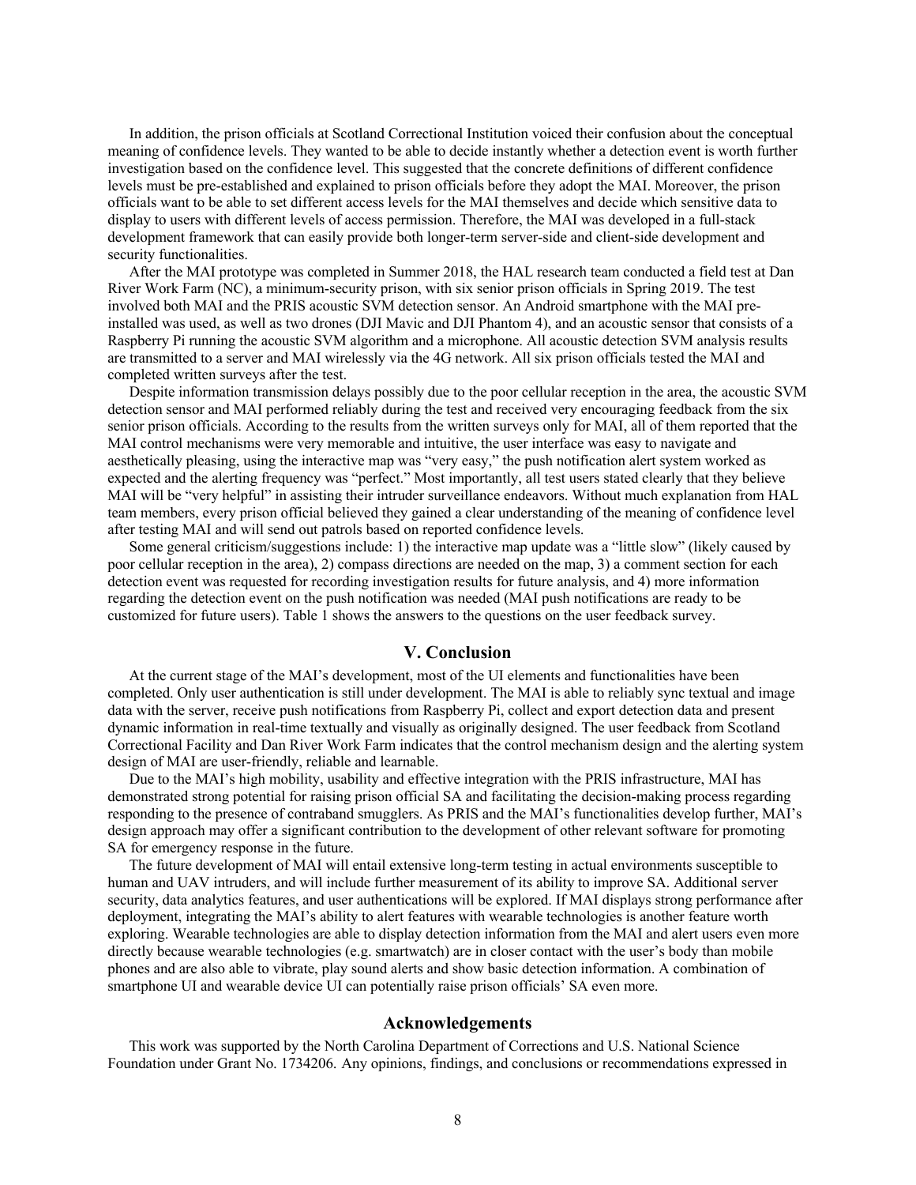In addition, the prison officials at Scotland Correctional Institution voiced their confusion about the conceptual meaning of confidence levels. They wanted to be able to decide instantly whether a detection event is worth further investigation based on the confidence level. This suggested that the concrete definitions of different confidence levels must be pre-established and explained to prison officials before they adopt the MAI. Moreover, the prison officials want to be able to set different access levels for the MAI themselves and decide which sensitive data to display to users with different levels of access permission. Therefore, the MAI was developed in a full-stack development framework that can easily provide both longer-term server-side and client-side development and security functionalities.

After the MAI prototype was completed in Summer 2018, the HAL research team conducted a field test at Dan River Work Farm (NC), a minimum-security prison, with six senior prison officials in Spring 2019. The test involved both MAI and the PRIS acoustic SVM detection sensor. An Android smartphone with the MAI pre-installed was used, as well as two drones (DJI Mavic and DJI Phantom 4), and an acoustic sensor that consists of a Raspberry Pi running the acoustic SVM algorithm and a microphone. All acoustic detection SVM analysis results are transmitted to a server and MAI wirelessly via the 4G network. All six prison officials tested the MAI and completed written surveys after the test.

Despite information transmission delays possibly due to the poor cellular reception in the area, the acoustic SVM detection sensor and MAI performed reliably during the test and received very encouraging feedback from the six senior prison officials. According to the results from the written surveys only for MAI, all of them reported that the MAI control mechanisms were very memorable and intuitive, the user interface was easy to navigate and aesthetically pleasing, using the interactive map was "very easy," the push notification alert system worked as expected and the alerting frequency was "perfect." Most importantly, all test users stated clearly that they believe MAI will be "very helpful" in assisting their intruder surveillance endeavors. Without much explanation from HAL team members, every prison official believed they gained a clear understanding of the meaning of confidence level after testing MAI and will send out patrols based on reported confidence levels.

Some general criticism/suggestions include: 1) the interactive map update was a "little slow" (likely caused by poor cellular reception in the area), 2) compass directions are needed on the map, 3) a comment section for each detection event was requested for recording investigation results for future analysis, and 4) more information regarding the detection event on the push notification was needed (MAI push notifications are ready to be customized for future users). Table 1 shows the answers to the questions on the user feedback survey.

## V. Conclusion

At the current stage of the MAI's development, most of the UI elements and functionalities have been completed. Only user authentication is still under development. The MAI is able to reliably sync textual and image data with the server, receive push notifications from Raspberry Pi, collect and export detection data and present dynamic information in real-time textually and visually as originally designed. The user feedback from Scotland Correctional Facility and Dan River Work Farm indicates that the control mechanism design and the alerting system design of MAI are user-friendly, reliable and learnable.

Due to the MAI's high mobility, usability and effective integration with the PRIS infrastructure, MAI has demonstrated strong potential for raising prison official SA and facilitating the decision-making process regarding responding to the presence of contraband smugglers. As PRIS and the MAI's functionalities develop further, MAI's design approach may offer a significant contribution to the development of other relevant software for promoting SA for emergency response in the future.

The future development of MAI will entail extensive long-term testing in actual environments susceptible to human and UAV intruders, and will include further measurement of its ability to improve SA. Additional server security, data analytics features, and user authentications will be explored. If MAI displays strong performance after deployment, integrating the MAI's ability to alert features with wearable technologies is another feature worth exploring. Wearable technologies are able to display detection information from the MAI and alert users even more directly because wearable technologies (e.g. smartwatch) are in closer contact with the user's body than mobile phones and are also able to vibrate, play sound alerts and show basic detection information. A combination of smartphone UI and wearable device UI can potentially raise prison officials' SA even more.

## Acknowledgements

This work was supported by the North Carolina Department of Corrections and U.S. National Science Foundation under Grant No. 1734206. Any opinions, findings, and conclusions or recommendations expressed in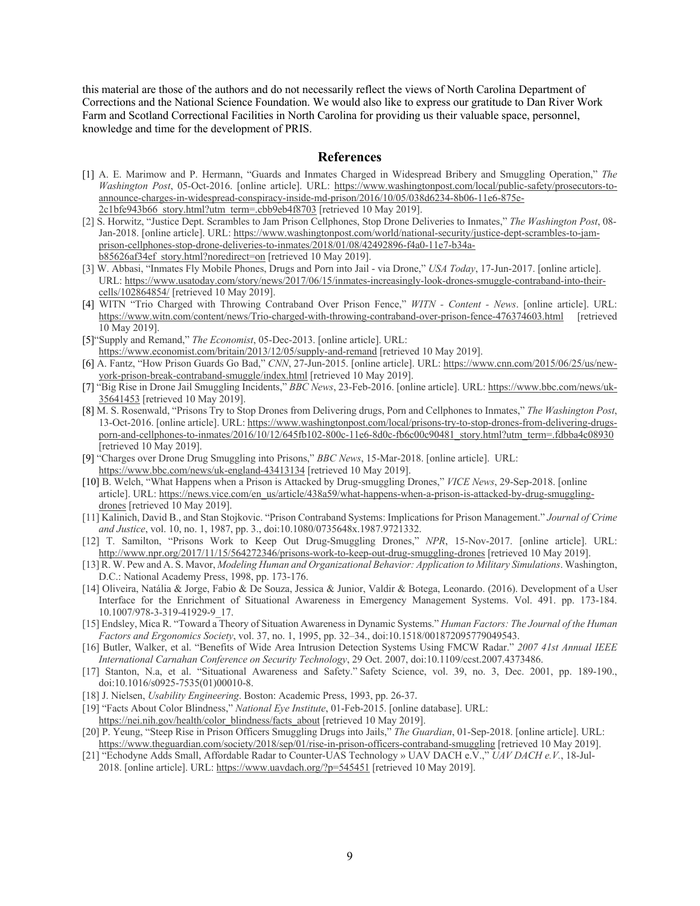this material are those of the authors and do not necessarily reflect the views of North Carolina Department of Corrections and the National Science Foundation. We would also like to express our gratitude to Dan River Work Farm and Scotland Correctional Facilities in North Carolina for providing us their valuable space, personnel, knowledge and time for the development of PRIS.

## References

[1] A. E. Marimow and P. Hermann, "Guards and Inmates Charged in Widespread Bribery and Smuggling Operation," *The Washington Post*, 05-Oct-2016. [online article]. URL: https://www.washingtonpost.com/local/public-safety/prosecutors-to-announce-charges-in-widespread-conspiracy-inside-md-prison/2016/10/05/038d6234-8b06-11e6-875e-2c1bfe943b66_story.html?utm_term=.cbb9eb4f8703 [retrieved 10 May 2019].

[2] S. Horwitz, "Justice Dept. Scrambles to Jam Prison Cellphones, Stop Drone Deliveries to Inmates," *The Washington Post*, 08-Jan-2018. [online article]. URL: https://www.washingtonpost.com/world/national-security/justice-dept-scrambles-to-jam-prison-cellphones-stop-drone-deliveries-to-inmates/2018/01/08/42492896-f4a0-11e7-b34a-b85626af34ef_story.html?noredirect=on [retrieved 10 May 2019].

[3] W. Abbasi, "Inmates Fly Mobile Phones, Drugs and Porn into Jail - via Drone," *USA Today*, 17-Jun-2017. [online article]. URL: https://www.usatoday.com/story/news/2017/06/15/inmates-increasingly-look-drones-smuggle-contraband-into-their-cells/102864854/ [retrieved 10 May 2019].

[4] WITN "Trio Charged with Throwing Contraband Over Prison Fence," *WITN - Content - News*. [online article]. URL: https://www.witn.com/content/news/Trio-charged-with-throwing-contraband-over-prison-fence-476374603.html [retrieved 10 May 2019].

[5] "Supply and Remand," *The Economist*, 05-Dec-2013. [online article]. URL: https://www.economist.com/britain/2013/12/05/supply-and-remand [retrieved 10 May 2019].

[6] A. Fantz, "How Prison Guards Go Bad," *CNN*, 27-Jun-2015. [online article]. URL: https://www.cnn.com/2015/06/25/us/new-york-prison-break-contraband-smuggle/index.html [retrieved 10 May 2019].

[7] "Big Rise in Drone Jail Smuggling Incidents," *BBC News*, 23-Feb-2016. [online article]. URL: https://www.bbc.com/news/uk-35641453 [retrieved 10 May 2019].

[8] M. S. Rosenwald, "Prisons Try to Stop Drones from Delivering drugs, Porn and Cellphones to Inmates," *The Washington Post*, 13-Oct-2016. [online article]. URL: https://www.washingtonpost.com/local/prisons-try-to-stop-drones-from-delivering-drugs-porn-and-cellphones-to-inmates/2016/10/12/645fb102-800c-11e6-8d0c-fb6c00c90481_story.html?utm_term=.fdbba4c08930 [retrieved 10 May 2019].

[9] "Charges over Drone Drug Smuggling into Prisons," *BBC News*, 15-Mar-2018. [online article]. URL: https://www.bbc.com/news/uk-england-43413134 [retrieved 10 May 2019].

[10] B. Welch, "What Happens when a Prison is Attacked by Drug-smuggling Drones," *VICE News*, 29-Sep-2018. [online article]. URL: https://news.vice.com/en_us/article/438a59/what-happens-when-a-prison-is-attacked-by-drug-smuggling-drones [retrieved 10 May 2019].

[11] Kalinich, David B., and Stan Stojkovic. "Prison Contraband Systems: Implications for Prison Management." *Journal of Crime and Justice*, vol. 10, no. 1, 1987, pp. 3., doi:10.1080/0735648x.1987.9721332.

[12] T. Samilton, "Prisons Work to Keep Out Drug-Smuggling Drones," *NPR*, 15-Nov-2017. [online article]. URL: http://www.npr.org/2017/11/15/564272346/prisons-work-to-keep-out-drug-smuggling-drones [retrieved 10 May 2019].

[13] R. W. Pew and A. S. Mavor, *Modeling Human and Organizational Behavior: Application to Military Simulations*. Washington, D.C.: National Academy Press, 1998, pp. 173-176.

[14] Oliveira, Natália & Jorge, Fabio & De Souza, Jessica & Junior, Valdir & Botega, Leonardo. (2016). Development of a User Interface for the Enrichment of Situational Awareness in Emergency Management Systems. Vol. 491. pp. 173-184. 10.1007/978-3-319-41929-9_17.

[15] Endsley, Mica R. "Toward a Theory of Situation Awareness in Dynamic Systems." *Human Factors: The Journal of the Human Factors and Ergonomics Society*, vol. 37, no. 1, 1995, pp. 32–34., doi:10.1518/001872095779049543.

[16] Butler, Walker, et al. "Benefits of Wide Area Intrusion Detection Systems Using FMCW Radar." *2007 41st Annual IEEE International Carnahan Conference on Security Technology*, 29 Oct. 2007, doi:10.1109/ccst.2007.4373486.

[17] Stanton, N.a, et al. "Situational Awareness and Safety." Safety Science, vol. 39, no. 3, Dec. 2001, pp. 189-190., doi:10.1016/s0925-7535(01)00010-8.

[18] J. Nielsen, *Usability Engineering*. Boston: Academic Press, 1993, pp. 26-37.

[19] "Facts About Color Blindness," *National Eye Institute*, 01-Feb-2015. [online database]. URL: https://nei.nih.gov/health/color_blindness/facts_about [retrieved 10 May 2019].

[20] P. Yeung, "Steep Rise in Prison Officers Smuggling Drugs into Jails," *The Guardian*, 01-Sep-2018. [online article]. URL: https://www.theguardian.com/society/2018/sep/01/rise-in-prison-officers-contraband-smuggling [retrieved 10 May 2019].

[21] "Echodyne Adds Small, Affordable Radar to Counter-UAS Technology » UAV DACH e.V.," *UAV DACH e.V.*, 18-Jul-2018. [online article]. URL: https://www.uavdach.org/?p=545451 [retrieved 10 May 2019].